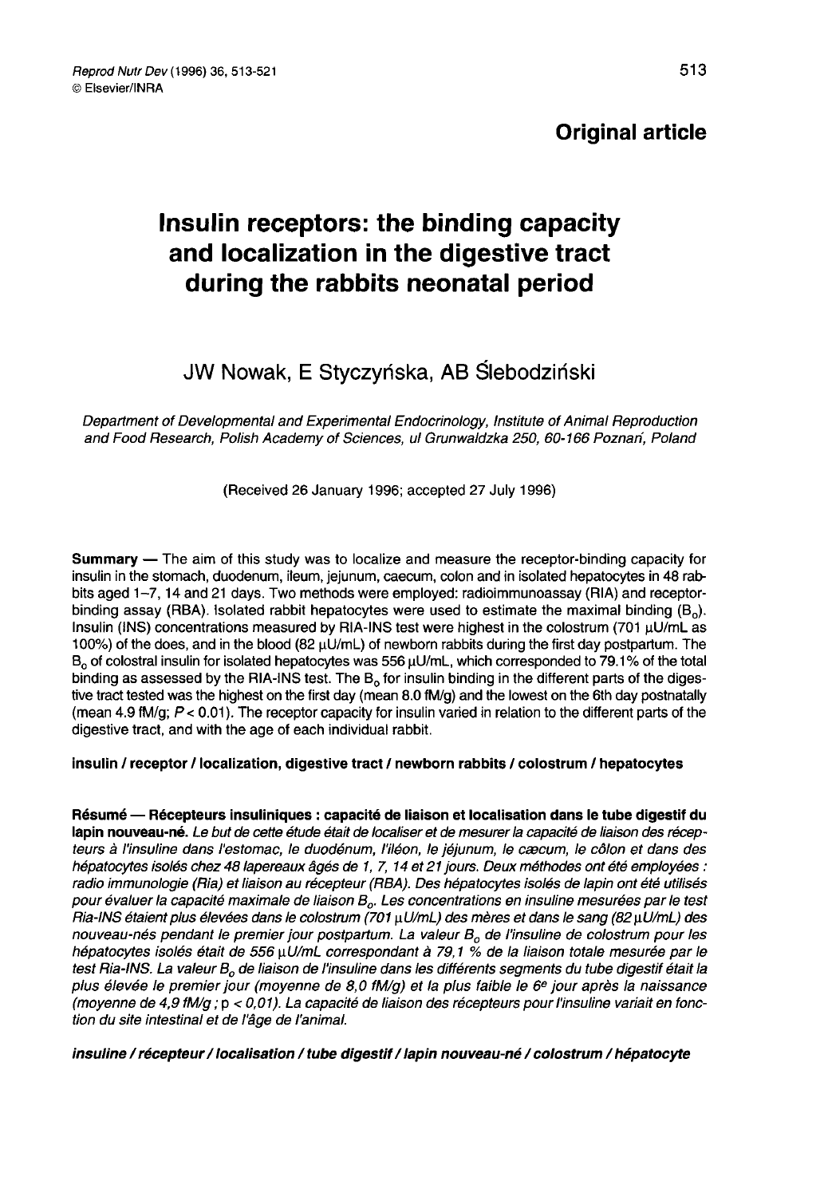**Original article**

# Insulin receptors: the binding capacity and localization in the digestive tract during the rabbits neonatal period

JW Nowak, E Styczyńska, AB Ślebodziński

*Department of Developmental and Experimental Endocrinology, Institute of Animal Reproduction and Food Research, Polish Academy of Sciences, ul Grunwaldzka 250, 60-166 Poznań, Poland*

(Received 26 January 1996; accepted 27 July 1996)

**Summary** — The aim of this study was to localize and measure the receptor-binding capacity for insulin in the stomach, duodenum, ileum, jejunum, caecum, colon and in isolated hepatocytes in 48 rabbits aged 1–7, 14 and 21 days. Two methods were employed: radioimmunoassay (RIA) and receptor-binding assay (RBA). Isolated rabbit hepatocytes were used to estimate the maximal binding ($B_0$). Insulin (INS) concentrations measured by RIA-INS test were highest in the colostrum (701 µU/mL as 100%) of the does, and in the blood (82 µU/mL) of newborn rabbits during the first day postpartum. The $B_0$ of colostral insulin for isolated hepatocytes was 556 µU/mL, which corresponded to 79.1% of the total binding as assessed by the RIA-INS test. The $B_0$ for insulin binding in the different parts of the digestive tract tested was the highest on the first day (mean 8.0 fM/g) and the lowest on the 6th day postnatally (mean 4.9 fM/g; $P < 0.01$). The receptor capacity for insulin varied in relation to the different parts of the digestive tract, and with the age of each individual rabbit.

**insulin / receptor / localization, digestive tract / newborn rabbits / colostrum / hepatocytes**

**Résumé — Récepteurs insuliniques : capacité de liaison et localisation dans le tube digestif du lapin nouveau-né.** *Le but de cette étude était de localiser et de mesurer la capacité de liaison des récepteurs à l'insuline dans l'estomac, le duodénum, l'iléon, le jéjunum, le cæcum, le côlon et dans des hépatocytes isolés chez 48 lapereaux âgés de 1, 7, 14 et 21 jours. Deux méthodes ont été employées : radio immunologie (Ria) et liaison au récepteur (RBA). Des hépatocytes isolés de lapin ont été utilisés pour évaluer la capacité maximale de liaison $B_0$. Les concentrations en insuline mesurées par le test Ria-INS étaient plus élevées dans le colostrum (701 µU/mL) des mères et dans le sang (82 µU/mL) des nouveau-nés pendant le premier jour postpartum. La valeur $B_0$ de l'insuline de colostrum pour les hépatocytes isolés était de 556 µU/mL correspondant à 79,1 % de la liaison totale mesurée par le test Ria-INS. La valeur $B_0$ de liaison de l'insuline dans les différents segments du tube digestif était la plus élevée le premier jour (moyenne de 8,0 fM/g) et la plus faible le 6e jour après la naissance (moyenne de 4,9 fM/g ; p < 0,01). La capacité de liaison des récepteurs pour l'insuline variait en fonction du site intestinal et de l'âge de l'animal.*

***insuline / récepteur / localisation / tube digestif / lapin nouveau-né / colostrum / hépatocyte***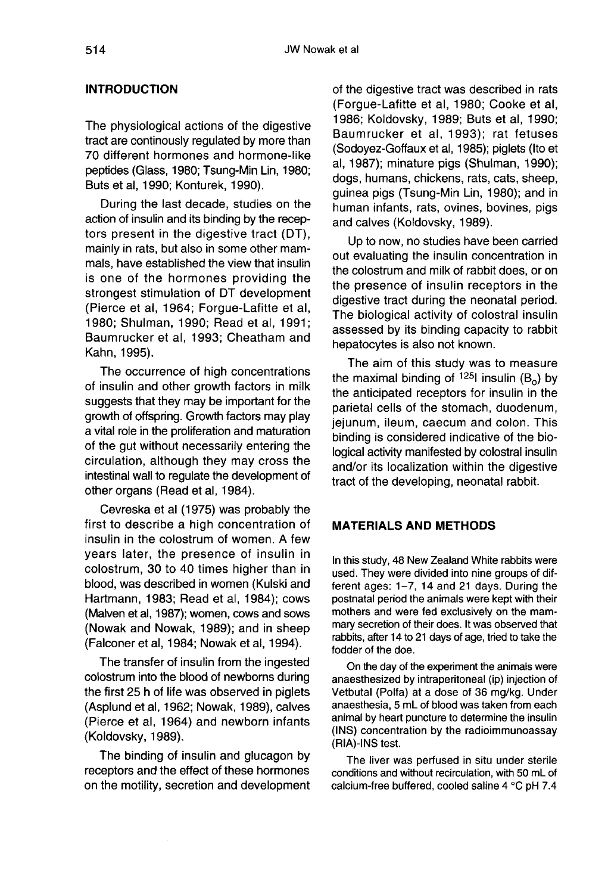## INTRODUCTION

The physiological actions of the digestive tract are continously regulated by more than 70 different hormones and hormone-like peptides (Glass, 1980; Tsung-Min Lin, 1980; Buts et al, 1990; Konturek, 1990).

During the last decade, studies on the action of insulin and its binding by the receptors present in the digestive tract (DT), mainly in rats, but also in some other mammals, have established the view that insulin is one of the hormones providing the strongest stimulation of DT development (Pierce et al, 1964; Forgue-Lafitte et al, 1980; Shulman, 1990; Read et al, 1991; Baumrucker et al, 1993; Cheatham and Kahn, 1995).

The occurrence of high concentrations of insulin and other growth factors in milk suggests that they may be important for the growth of offspring. Growth factors may play a vital role in the proliferation and maturation of the gut without necessarily entering the circulation, although they may cross the intestinal wall to regulate the development of other organs (Read et al, 1984).

Cevreska et al (1975) was probably the first to describe a high concentration of insulin in the colostrum of women. A few years later, the presence of insulin in colostrum, 30 to 40 times higher than in blood, was described in women (Kulski and Hartmann, 1983; Read et al, 1984); cows (Malven et al, 1987); women, cows and sows (Nowak and Nowak, 1989); and in sheep (Falconer et al, 1984; Nowak et al, 1994).

The transfer of insulin from the ingested colostrum into the blood of newborns during the first 25 h of life was observed in piglets (Asplund et al, 1962; Nowak, 1989), calves (Pierce et al, 1964) and newborn infants (Koldovsky, 1989).

The binding of insulin and glucagon by receptors and the effect of these hormones on the motility, secretion and development of the digestive tract was described in rats (Forgue-Lafitte et al, 1980; Cooke et al, 1986; Koldovsky, 1989; Buts et al, 1990; Baumrucker et al, 1993); rat fetuses (Sodoyez-Goffaux et al, 1985); piglets (Ito et al, 1987); minature pigs (Shulman, 1990); dogs, humans, chickens, rats, cats, sheep, guinea pigs (Tsung-Min Lin, 1980); and in human infants, rats, ovines, bovines, pigs and calves (Koldovsky, 1989).

Up to now, no studies have been carried out evaluating the insulin concentration in the colostrum and milk of rabbit does, or on the presence of insulin receptors in the digestive tract during the neonatal period. The biological activity of colostral insulin assessed by its binding capacity to rabbit hepatocytes is also not known.

The aim of this study was to measure the maximal binding of $^{125}$I insulin ($B_0$) by the anticipated receptors for insulin in the parietal cells of the stomach, duodenum, jejunum, ileum, caecum and colon. This binding is considered indicative of the biological activity manifested by colostral insulin and/or its localization within the digestive tract of the developing, neonatal rabbit.

## MATERIALS AND METHODS

In this study, 48 New Zealand White rabbits were used. They were divided into nine groups of different ages: 1–7, 14 and 21 days. During the postnatal period the animals were kept with their mothers and were fed exclusively on the mammary secretion of their does. It was observed that rabbits, after 14 to 21 days of age, tried to take the fodder of the doe.

On the day of the experiment the animals were anaesthesized by intraperitoneal (ip) injection of Vetbutal (Polfa) at a dose of 36 mg/kg. Under anaesthesia, 5 mL of blood was taken from each animal by heart puncture to determine the insulin (INS) concentration by the radioimmunoassay (RIA)-INS test.

The liver was perfused in situ under sterile conditions and without recirculation, with 50 mL of calcium-free buffered, cooled saline 4 °C pH 7.4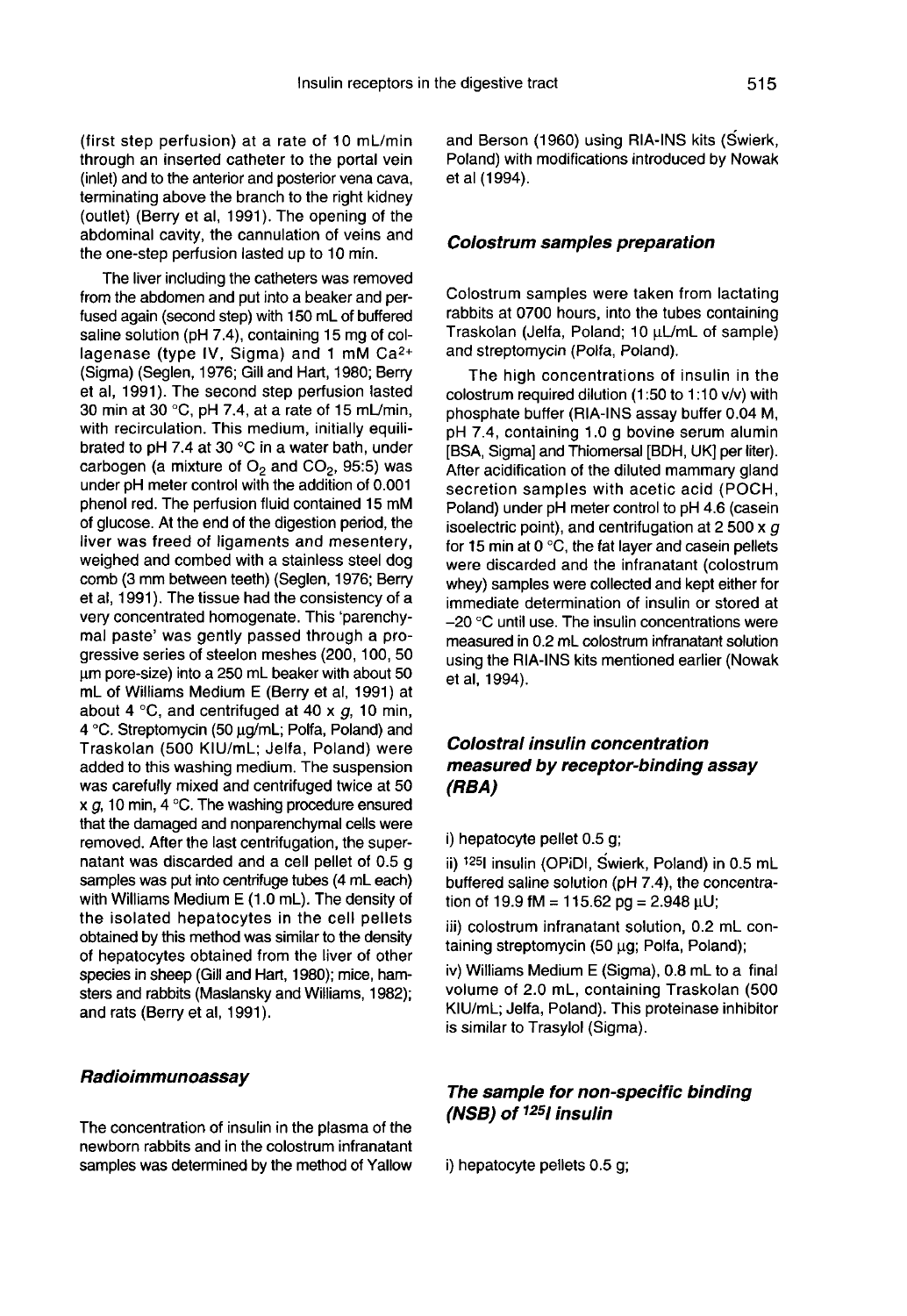(first step perfusion) at a rate of 10 mL/min through an inserted catheter to the portal vein (inlet) and to the anterior and posterior vena cava, terminating above the branch to the right kidney (outlet) (Berry et al, 1991). The opening of the abdominal cavity, the cannulation of veins and the one-step perfusion lasted up to 10 min.

The liver including the catheters was removed from the abdomen and put into a beaker and perfused again (second step) with 150 mL of buffered saline solution (pH 7.4), containing 15 mg of collagenase (type IV, Sigma) and 1 mM $Ca^{2+}$ (Sigma) (Seglen, 1976; Gill and Hart, 1980; Berry et al, 1991). The second step perfusion lasted 30 min at 30 °C, pH 7.4, at a rate of 15 mL/min, with recirculation. This medium, initially equilibrated to pH 7.4 at 30 °C in a water bath, under carbogen (a mixture of $O_2$ and $CO_2$, 95:5) was under pH meter control with the addition of 0.001 phenol red. The perfusion fluid contained 15 mM of glucose. At the end of the digestion period, the liver was freed of ligaments and mesentery, weighed and combed with a stainless steel dog comb (3 mm between teeth) (Seglen, 1976; Berry et al, 1991). The tissue had the consistency of a very concentrated homogenate. This 'parenchymal paste' was gently passed through a progressive series of steelon meshes (200, 100, 50 μm pore-size) into a 250 mL beaker with about 50 mL of Williams Medium E (Berry et al, 1991) at about 4 °C, and centrifuged at 40 x *g*, 10 min, 4 °C. Streptomycin (50 μg/mL; Polfa, Poland) and Traskolan (500 KIU/mL; Jelfa, Poland) were added to this washing medium. The suspension was carefully mixed and centrifuged twice at 50 x *g*, 10 min, 4 °C. The washing procedure ensured that the damaged and nonparenchymal cells were removed. After the last centrifugation, the supernatant was discarded and a cell pellet of 0.5 g samples was put into centrifuge tubes (4 mL each) with Williams Medium E (1.0 mL). The density of the isolated hepatocytes in the cell pellets obtained by this method was similar to the density of hepatocytes obtained from the liver of other species in sheep (Gill and Hart, 1980); mice, hamsters and rabbits (Maslansky and Williams, 1982); and rats (Berry et al, 1991).

### Radioimmunoassay

The concentration of insulin in the plasma of the newborn rabbits and in the colostrum infranatant samples was determined by the method of Yallow and Berson (1960) using RIA-INS kits (Świerk, Poland) with modifications introduced by Nowak et al (1994).

### Colostrum samples preparation

Colostrum samples were taken from lactating rabbits at 0700 hours, into the tubes containing Traskolan (Jelfa, Poland; 10 μL/mL of sample) and streptomycin (Polfa, Poland).

The high concentrations of insulin in the colostrum required dilution (1:50 to 1:10 v/v) with phosphate buffer (RIA-INS assay buffer 0.04 M, pH 7.4, containing 1.0 g bovine serum alumin [BSA, Sigma] and Thiomersal [BDH, UK] per liter). After acidification of the diluted mammary gland secretion samples with acetic acid (POCH, Poland) under pH meter control to pH 4.6 (casein isoelectric point), and centrifugation at 2 500 x *g* for 15 min at 0 °C, the fat layer and casein pellets were discarded and the infranatant (colostrum whey) samples were collected and kept either for immediate determination of insulin or stored at −20 °C until use. The insulin concentrations were measured in 0.2 mL colostrum infranatant solution using the RIA-INS kits mentioned earlier (Nowak et al, 1994).

### Colostral insulin concentration measured by receptor-binding assay (RBA)

i) hepatocyte pellet 0.5 g;

ii) $^{125}$I insulin (OPiDI, Świerk, Poland) in 0.5 mL buffered saline solution (pH 7.4), the concentration of 19.9 fM = 115.62 pg = 2.948 μU;

iii) colostrum infranatant solution, 0.2 mL containing streptomycin (50 μg; Polfa, Poland);

iv) Williams Medium E (Sigma), 0.8 mL to a final volume of 2.0 mL, containing Traskolan (500 KIU/mL; Jelfa, Poland). This proteinase inhibitor is similar to Trasylol (Sigma).

### The sample for non-specific binding (NSB) of $^{125}$I insulin

i) hepatocyte pellets 0.5 g;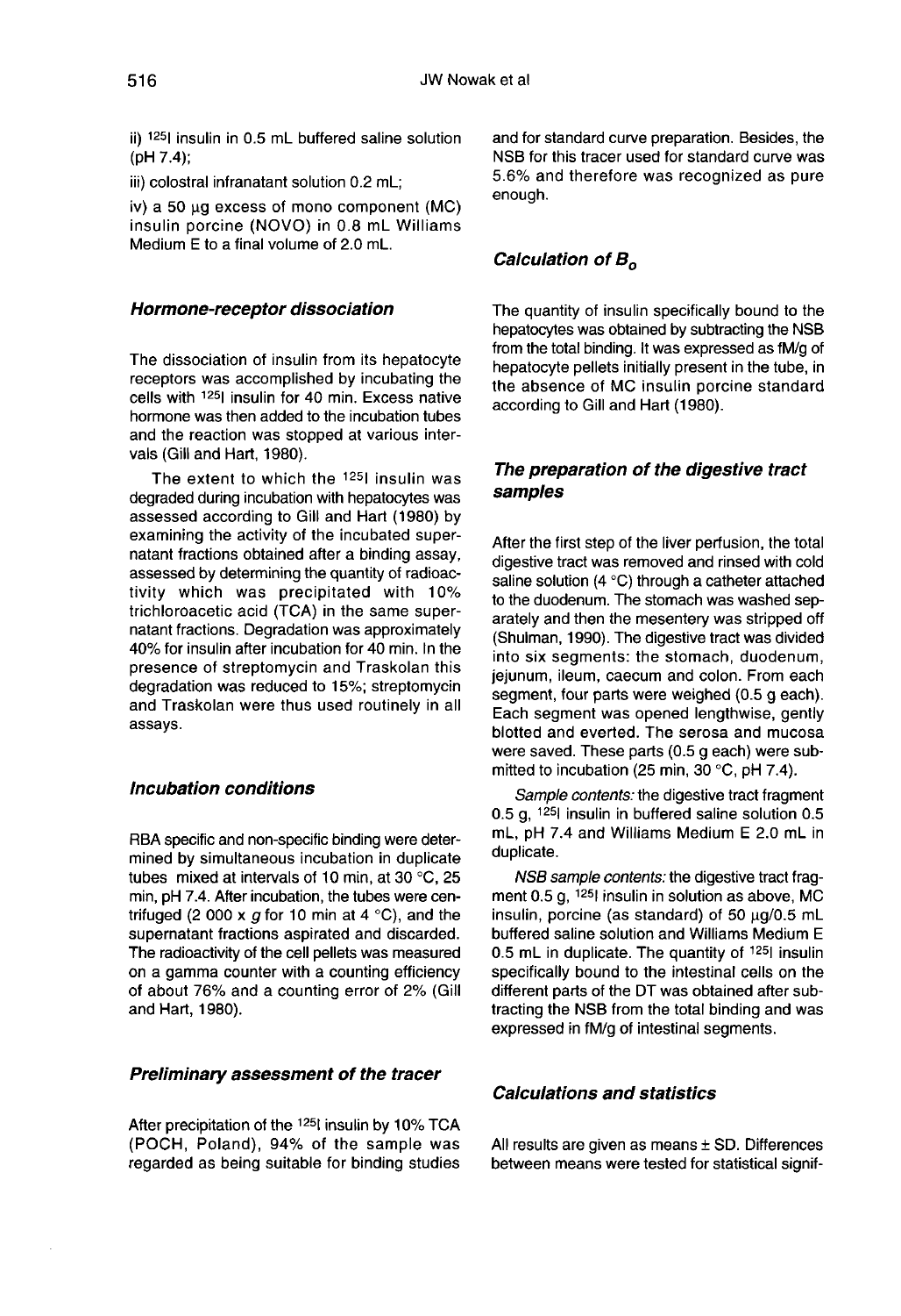ii) $^{125}$I insulin in 0.5 mL buffered saline solution (pH 7.4);

iii) colostral infranatant solution 0.2 mL;

iv) a 50 µg excess of mono component (MC) insulin porcine (NOVO) in 0.8 mL Williams Medium E to a final volume of 2.0 mL.

### Hormone-receptor dissociation

The dissociation of insulin from its hepatocyte receptors was accomplished by incubating the cells with $^{125}$I insulin for 40 min. Excess native hormone was then added to the incubation tubes and the reaction was stopped at various intervals (Gill and Hart, 1980).

The extent to which the $^{125}$I insulin was degraded during incubation with hepatocytes was assessed according to Gill and Hart (1980) by examining the activity of the incubated supernatant fractions obtained after a binding assay, assessed by determining the quantity of radioactivity which was precipitated with 10% trichloroacetic acid (TCA) in the same supernatant fractions. Degradation was approximately 40% for insulin after incubation for 40 min. In the presence of streptomycin and Traskolan this degradation was reduced to 15%; streptomycin and Traskolan were thus used routinely in all assays.

### Incubation conditions

RBA specific and non-specific binding were determined by simultaneous incubation in duplicate tubes mixed at intervals of 10 min, at 30 °C, 25 min, pH 7.4. After incubation, the tubes were centrifuged (2 000 x $g$ for 10 min at 4 °C), and the supernatant fractions aspirated and discarded. The radioactivity of the cell pellets was measured on a gamma counter with a counting efficiency of about 76% and a counting error of 2% (Gill and Hart, 1980).

### Preliminary assessment of the tracer

After precipitation of the $^{125}$I insulin by 10% TCA (POCH, Poland), 94% of the sample was regarded as being suitable for binding studies and for standard curve preparation. Besides, the NSB for this tracer used for standard curve was 5.6% and therefore was recognized as pure enough.

### Calculation of $B_o$

The quantity of insulin specifically bound to the hepatocytes was obtained by subtracting the NSB from the total binding. It was expressed as fM/g of hepatocyte pellets initially present in the tube, in the absence of MC insulin porcine standard according to Gill and Hart (1980).

### The preparation of the digestive tract samples

After the first step of the liver perfusion, the total digestive tract was removed and rinsed with cold saline solution (4 °C) through a catheter attached to the duodenum. The stomach was washed separately and then the mesentery was stripped off (Shulman, 1990). The digestive tract was divided into six segments: the stomach, duodenum, jejunum, ileum, caecum and colon. From each segment, four parts were weighed (0.5 g each). Each segment was opened lengthwise, gently blotted and everted. The serosa and mucosa were saved. These parts (0.5 g each) were submitted to incubation (25 min, 30 °C, pH 7.4).

*Sample contents:* the digestive tract fragment 0.5 g, $^{125}$I insulin in buffered saline solution 0.5 mL, pH 7.4 and Williams Medium E 2.0 mL in duplicate.

*NSB sample contents:* the digestive tract fragment 0.5 g, $^{125}$I insulin in solution as above, MC insulin, porcine (as standard) of 50 µg/0.5 mL buffered saline solution and Williams Medium E 0.5 mL in duplicate. The quantity of $^{125}$I insulin specifically bound to the intestinal cells on the different parts of the DT was obtained after subtracting the NSB from the total binding and was expressed in fM/g of intestinal segments.

### Calculations and statistics

All results are given as means ± SD. Differences between means were tested for statistical signif-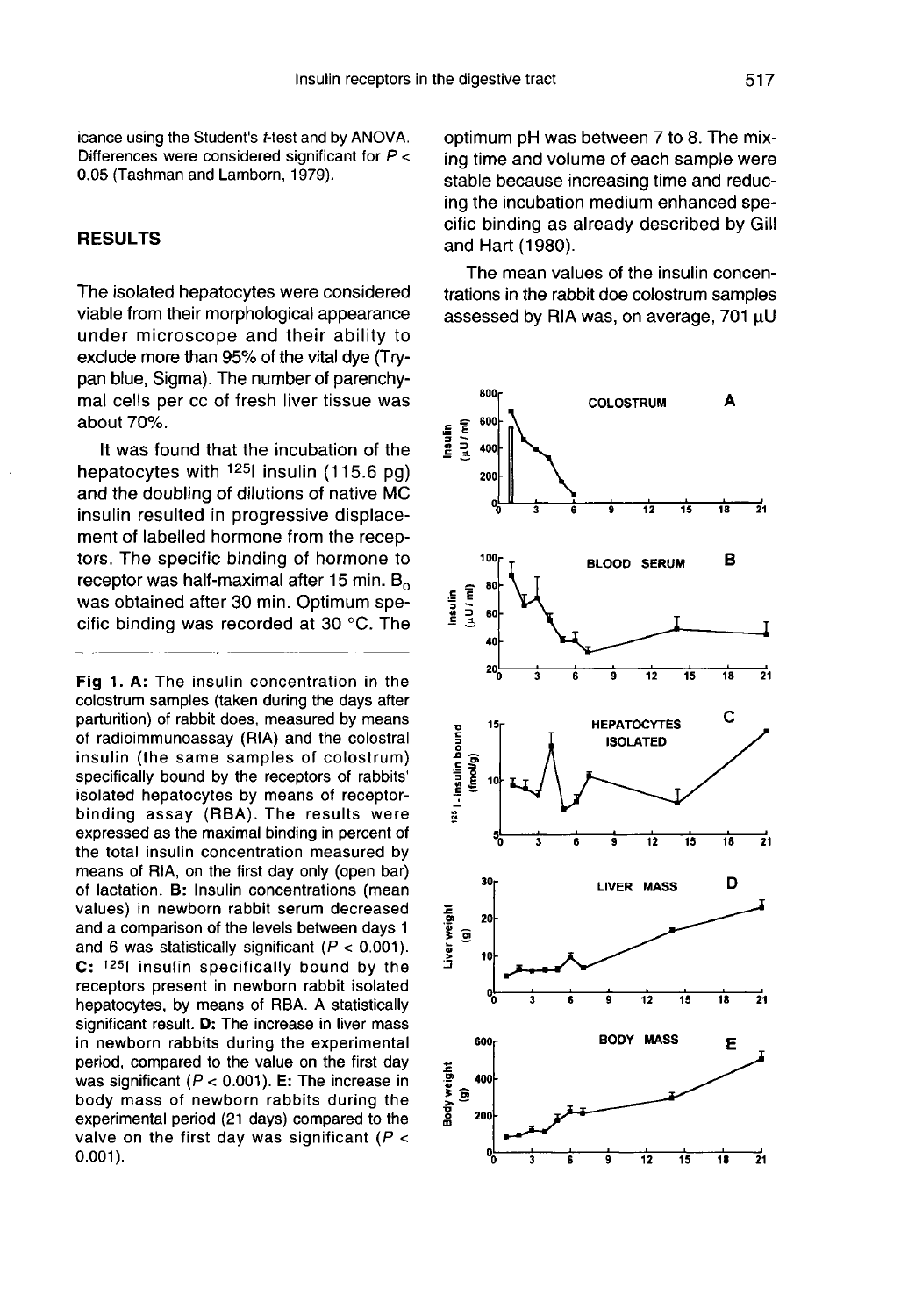icance using the Student's *t*-test and by ANOVA. Differences were considered significant for $P < 0.05$ (Tashman and Lamborn, 1979).

## RESULTS

The isolated hepatocytes were considered viable from their morphological appearance under microscope and their ability to exclude more than 95% of the vital dye (Trypan blue, Sigma). The number of parenchymal cells per cc of fresh liver tissue was about 70%.

It was found that the incubation of the hepatocytes with $^{125}I$ insulin (115.6 pg) and the doubling of dilutions of native MC insulin resulted in progressive displacement of labelled hormone from the receptors. The specific binding of hormone to receptor was half-maximal after 15 min. $B_0$ was obtained after 30 min. Optimum specific binding was recorded at 30 °C. The optimum pH was between 7 to 8. The mixing time and volume of each sample were stable because increasing time and reducing the incubation medium enhanced specific binding as already described by Gill and Hart (1980).

The mean values of the insulin concentrations in the rabbit doe colostrum samples assessed by RIA was, on average, 701 μU

**Fig 1. A:** The insulin concentration in the colostrum samples (taken during the days after parturition) of rabbit does, measured by means of radioimmunoassay (RIA) and the colostral insulin (the same samples of colostrum) specifically bound by the receptors of rabbits' isolated hepatocytes by means of receptor-binding assay (RBA). The results were expressed as the maximal binding in percent of the total insulin concentration measured by means of RIA, on the first day only (open bar) of lactation. **B:** Insulin concentrations (mean values) in newborn rabbit serum decreased and a comparison of the levels between days 1 and 6 was statistically significant ($P < 0.001$). **C:** $^{125}I$ insulin specifically bound by the receptors present in newborn rabbit isolated hepatocytes, by means of RBA. A statistically significant result. **D:** The increase in liver mass in newborn rabbits during the experimental period, compared to the value on the first day was significant ($P < 0.001$). **E:** The increase in body mass of newborn rabbits during the experimental period (21 days) compared to the valve on the first day was significant ($P < 0.001$).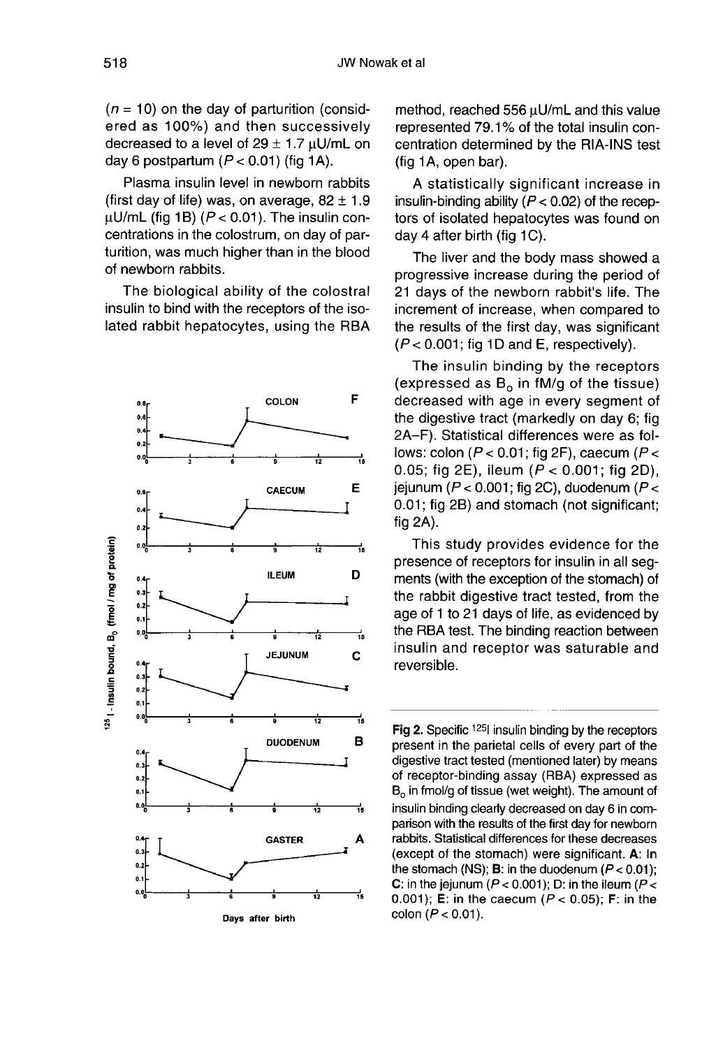($n = 10$) on the day of parturition (considered as 100%) and then successively decreased to a level of 29 ± 1.7 μU/mL on day 6 postpartum ($P < 0.01$) (fig 1A).

Plasma insulin level in newborn rabbits (first day of life) was, on average, 82 ± 1.9 μU/mL (fig 1B) ($P < 0.01$). The insulin concentrations in the colostrum, on day of parturition, was much higher than in the blood of newborn rabbits.

The biological ability of the colostral insulin to bind with the receptors of the isolated rabbit hepatocytes, using the RBA method, reached 556 μU/mL and this value represented 79.1% of the total insulin concentration determined by the RIA-INS test (fig 1A, open bar).

A statistically significant increase in insulin-binding ability ($P < 0.02$) of the receptors of isolated hepatocytes was found on day 4 after birth (fig 1C).

The liver and the body mass showed a progressive increase during the period of 21 days of the newborn rabbit's life. The increment of increase, when compared to the results of the first day, was significant ($P < 0.001$; fig 1D and E, respectively).

The insulin binding by the receptors (expressed as $B_0$ in fM/g of the tissue) decreased with age in every segment of the digestive tract (markedly on day 6; fig 2A–F). Statistical differences were as follows: colon ($P < 0.01$; fig 2F), caecum ($P < 0.05$; fig 2E), ileum ($P < 0.001$; fig 2D), jejunum ($P < 0.001$; fig 2C), duodenum ($P < 0.01$; fig 2B) and stomach (not significant; fig 2A).

This study provides evidence for the presence of receptors for insulin in all segments (with the exception of the stomach) of the rabbit digestive tract tested, from the age of 1 to 21 days of life, as evidenced by the RBA test. The binding reaction between insulin and receptor was saturable and reversible.

**Fig 2.** Specific $^{125}$I insulin binding by the receptors present in the parietal cells of every part of the digestive tract tested (mentioned later) by means of receptor-binding assay (RBA) expressed as $B_0$ in fmol/g of tissue (wet weight). The amount of insulin binding clearly decreased on day 6 in comparison with the results of the first day for newborn rabbits. Statistical differences for these decreases (except of the stomach) were significant. **A**: In the stomach (NS); **B**: in the duodenum ($P < 0.01$); **C**: in the jejunum ($P < 0.001$); D: in the ileum ($P < 0.001$); **E**: in the caecum ($P < 0.05$); **F**: in the colon ($P < 0.01$).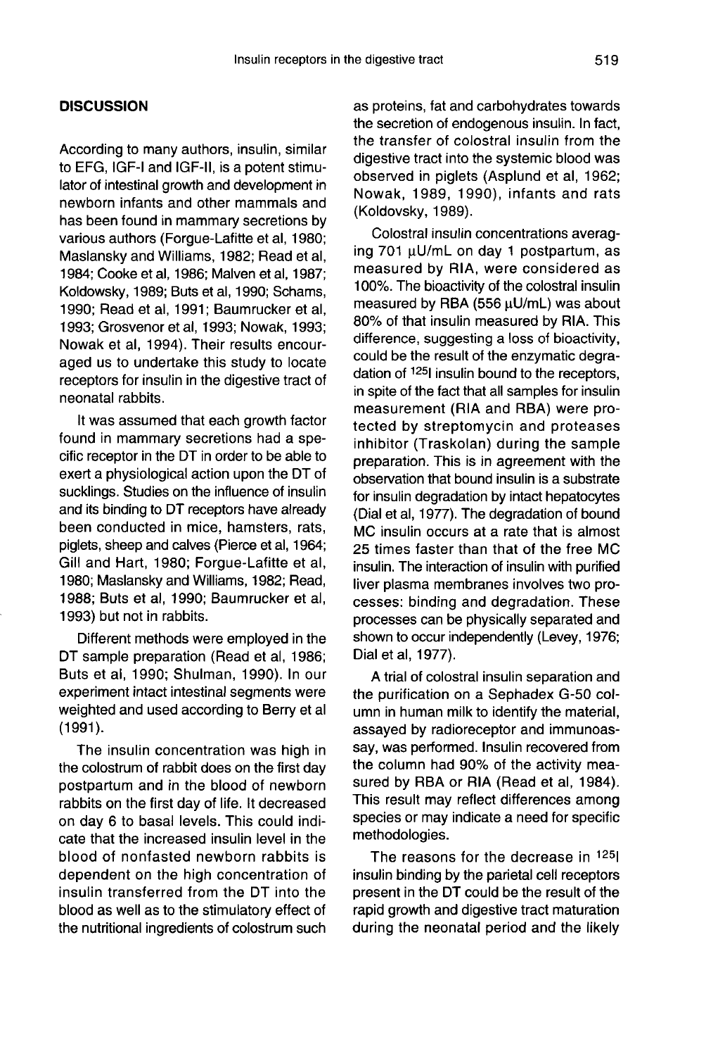## DISCUSSION

According to many authors, insulin, similar to EFG, IGF-I and IGF-II, is a potent stimulator of intestinal growth and development in newborn infants and other mammals and has been found in mammary secretions by various authors (Forgue-Lafitte et al, 1980; Maslansky and Williams, 1982; Read et al, 1984; Cooke et al, 1986; Malven et al, 1987; Koldowsky, 1989; Buts et al, 1990; Schams, 1990; Read et al, 1991; Baumrucker et al, 1993; Grosvenor et al, 1993; Nowak, 1993; Nowak et al, 1994). Their results encouraged us to undertake this study to locate receptors for insulin in the digestive tract of neonatal rabbits.

It was assumed that each growth factor found in mammary secretions had a specific receptor in the DT in order to be able to exert a physiological action upon the DT of sucklings. Studies on the influence of insulin and its binding to DT receptors have already been conducted in mice, hamsters, rats, piglets, sheep and calves (Pierce et al, 1964; Gill and Hart, 1980; Forgue-Lafitte et al, 1980; Maslansky and Williams, 1982; Read, 1988; Buts et al, 1990; Baumrucker et al, 1993) but not in rabbits.

Different methods were employed in the DT sample preparation (Read et al, 1986; Buts et al, 1990; Shulman, 1990). In our experiment intact intestinal segments were weighted and used according to Berry et al (1991).

The insulin concentration was high in the colostrum of rabbit does on the first day postpartum and in the blood of newborn rabbits on the first day of life. It decreased on day 6 to basal levels. This could indicate that the increased insulin level in the blood of nonfasted newborn rabbits is dependent on the high concentration of insulin transferred from the DT into the blood as well as to the stimulatory effect of the nutritional ingredients of colostrum such as proteins, fat and carbohydrates towards the secretion of endogenous insulin. In fact, the transfer of colostral insulin from the digestive tract into the systemic blood was observed in piglets (Asplund et al, 1962; Nowak, 1989, 1990), infants and rats (Koldovsky, 1989).

Colostral insulin concentrations averaging 701 μU/mL on day 1 postpartum, as measured by RIA, were considered as 100%. The bioactivity of the colostral insulin measured by RBA (556 μU/mL) was about 80% of that insulin measured by RIA. This difference, suggesting a loss of bioactivity, could be the result of the enzymatic degradation of $^{125}$I insulin bound to the receptors, in spite of the fact that all samples for insulin measurement (RIA and RBA) were protected by streptomycin and proteases inhibitor (Traskolan) during the sample preparation. This is in agreement with the observation that bound insulin is a substrate for insulin degradation by intact hepatocytes (Dial et al, 1977). The degradation of bound MC insulin occurs at a rate that is almost 25 times faster than that of the free MC insulin. The interaction of insulin with purified liver plasma membranes involves two processes: binding and degradation. These processes can be physically separated and shown to occur independently (Levey, 1976; Dial et al, 1977).

A trial of colostral insulin separation and the purification on a Sephadex G-50 column in human milk to identify the material, assayed by radioreceptor and immunoassay, was performed. Insulin recovered from the column had 90% of the activity measured by RBA or RIA (Read et al, 1984). This result may reflect differences among species or may indicate a need for specific methodologies.

The reasons for the decrease in $^{125}$I insulin binding by the parietal cell receptors present in the DT could be the result of the rapid growth and digestive tract maturation during the neonatal period and the likely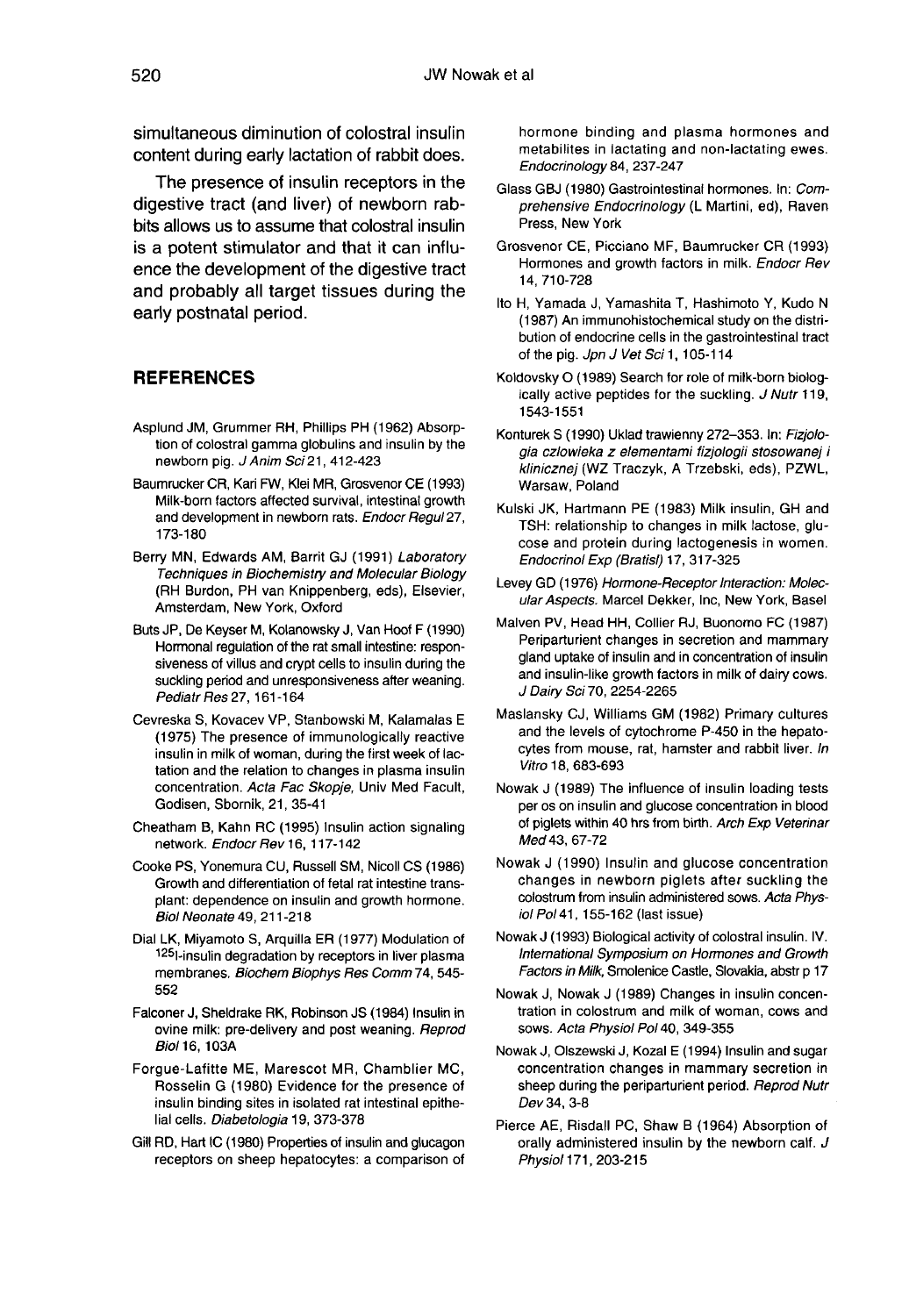simultaneous diminution of colostral insulin content during early lactation of rabbit does.

The presence of insulin receptors in the digestive tract (and liver) of newborn rabbits allows us to assume that colostral insulin is a potent stimulator and that it can influence the development of the digestive tract and probably all target tissues during the early postnatal period.

## REFERENCES

Asplund JM, Grummer RH, Phillips PH (1962) Absorption of colostral gamma globulins and insulin by the newborn pig. *J Anim Sci* 21, 412-423

Baumrucker CR, Kari FW, Klei MR, Grosvenor CE (1993) Milk-born factors affected survival, intestinal growth and development in newborn rats. *Endocr Regul* 27, 173-180

Berry MN, Edwards AM, Barrit GJ (1991) *Laboratory Techniques in Biochemistry and Molecular Biology* (RH Burdon, PH van Knippenberg, eds), Elsevier, Amsterdam, New York, Oxford

Buts JP, De Keyser M, Kolanowsky J, Van Hoof F (1990) Hormonal regulation of the rat small intestine: responsiveness of villus and crypt cells to insulin during the suckling period and unresponsiveness after weaning. *Pediatr Res* 27, 161-164

Cevreska S, Kovacev VP, Stanbowski M, Kalamalas E (1975) The presence of immunologically reactive insulin in milk of woman, during the first week of lactation and the relation to changes in plasma insulin concentration. *Acta Fac Skopje*, Univ Med Fakult, Godisen, Sbornik, 21, 35-41

Cheatham B, Kahn RC (1995) Insulin action signaling network. *Endocr Rev* 16, 117-142

Cooke PS, Yonemura CU, Russell SM, Nicoll CS (1986) Growth and differentiation of fetal rat intestine transplant: dependence on insulin and growth hormone. *Biol Neonate* 49, 211-218

Dial LK, Miyamoto S, Arquilla ER (1977) Modulation of $^{125}$I-insulin degradation by receptors in liver plasma membranes. *Biochem Biophys Res Comm* 74, 545-552

Falconer J, Sheldrake RK, Robinson JS (1984) Insulin in ovine milk: pre-delivery and post weaning. *Reprod Biol* 16, 103A

Forgue-Lafitte ME, Marescot MR, Chamblier MC, Rosselin G (1980) Evidence for the presence of insulin binding sites in isolated rat intestinal epithelial cells. *Diabetologia* 19, 373-378

Gill RD, Hart IC (1980) Properties of insulin and glucagon receptors on sheep hepatocytes: a comparison of hormone binding and plasma hormones and metabilites in lactating and non-lactating ewes. *Endocrinology* 84, 237-247

Glass GBJ (1980) Gastrointestinal hormones. In: *Comprehensive Endocrinology* (L Martini, ed), Raven Press, New York

Grosvenor CE, Picciano MF, Baumrucker CR (1993) Hormones and growth factors in milk. *Endocr Rev* 14, 710-728

Ito H, Yamada J, Yamashita T, Hashimoto Y, Kudo N (1987) An immunohistochemical study on the distribution of endocrine cells in the gastrointestinal tract of the pig. *Jpn J Vet Sci* 1, 105-114

Koldovsky O (1989) Search for role of milk-born biologically active peptides for the suckling. *J Nutr* 119, 1543-1551

Konturek S (1990) Uklad trawienny 272–353. In: *Fizjologia czlowieka z elementami fizjologii stosowanej i klinicznej* (WZ Traczyk, A Trzebski, eds), PZWL, Warsaw, Poland

Kulski JK, Hartmann PE (1983) Milk insulin, GH and TSH: relationship to changes in milk lactose, glucose and protein during lactogenesis in women. *Endocrinol Exp (Bratisl)* 17, 317-325

Levey GD (1976) *Hormone-Receptor Interaction: Molecular Aspects*. Marcel Dekker, Inc, New York, Basel

Malven PV, Head HH, Collier RJ, Buonomo FC (1987) Periparturient changes in secretion and mammary gland uptake of insulin and in concentration of insulin and insulin-like growth factors in milk of dairy cows. *J Dairy Sci* 70, 2254-2265

Maslansky CJ, Williams GM (1982) Primary cultures and the levels of cytochrome P-450 in the hepatocytes from mouse, rat, hamster and rabbit liver. *In Vitro* 18, 683-693

Nowak J (1989) The influence of insulin loading tests per os on insulin and glucose concentration in blood of piglets within 40 hrs from birth. *Arch Exp Veterinar Med* 43, 67-72

Nowak J (1990) Insulin and glucose concentration changes in newborn piglets after suckling the colostrum from insulin administered sows. *Acta Physiol Pol* 41, 155-162 (last issue)

Nowak J (1993) Biological activity of colostral insulin. IV. *International Symposium on Hormones and Growth Factors in Milk*, Smolenice Castle, Slovakia, abstr p 17

Nowak J, Nowak J (1989) Changes in insulin concentration in colostrum and milk of woman, cows and sows. *Acta Physiol Pol* 40, 349-355

Nowak J, Olszewski J, Kozal E (1994) Insulin and sugar concentration changes in mammary secretion in sheep during the periparturient period. *Reprod Nutr Dev* 34, 3-8

Pierce AE, Risdall PC, Shaw B (1964) Absorption of orally administered insulin by the newborn calf. *J Physiol* 171, 203-215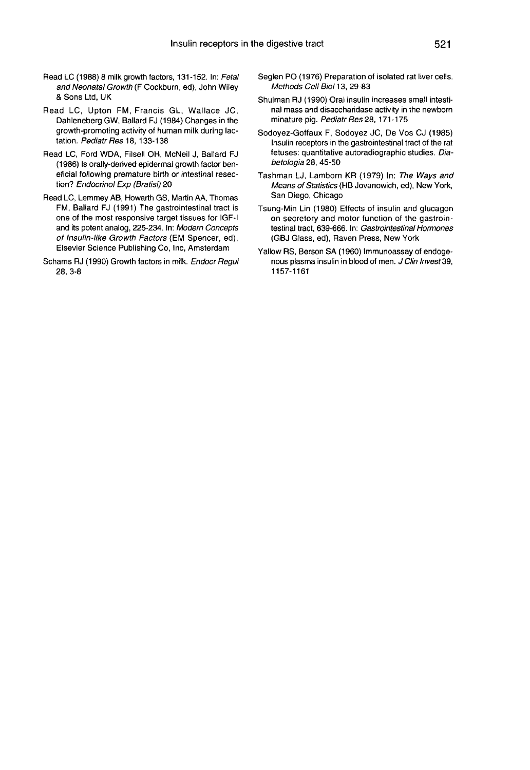Read LC (1988) 8 milk growth factors, 131-152. In: *Fetal and Neonatal Growth* (F Cockburn, ed), John Wiley & Sons Ltd, UK

Read LC, Upton FM, Francis GL, Wallace JC, Dahleneberg GW, Ballard FJ (1984) Changes in the growth-promoting activity of human milk during lactation. *Pediatr Res* 18, 133-138

Read LC, Ford WDA, Filsell OH, McNeil J, Ballard FJ (1986) Is orally-derived epidermal growth factor beneficial following premature birth or intestinal resection? *Endocrinol Exp (Bratisl)* 20

Read LC, Lemmey AB, Howarth GS, Martin AA, Thomas FM, Ballard FJ (1991) The gastrointestinal tract is one of the most responsive target tissues for IGF-I and its potent analog, 225-234. In: *Modern Concepts of Insulin-like Growth Factors* (EM Spencer, ed), Elsevier Science Publishing Co, Inc, Amsterdam

Schams RJ (1990) Growth factors in milk. *Endocr Regul* 28, 3-8

Seglen PO (1976) Preparation of isolated rat liver cells. *Methods Cell Biol* 13, 29-83

Shulman RJ (1990) Oral insulin increases small intestinal mass and disaccharidase activity in the newborn minature pig. *Pediatr Res* 28, 171-175

Sodoyez-Goffaux F, Sodoyez JC, De Vos CJ (1985) Insulin receptors in the gastrointestinal tract of the rat fetuses: quantitative autoradiographic studies. *Diabetologia* 28, 45-50

Tashman LJ, Lamborn KR (1979) In: *The Ways and Means of Statistics* (HB Jovanowich, ed), New York, San Diego, Chicago

Tsung-Min Lin (1980) Effects of insulin and glucagon on secretory and motor function of the gastrointestinal tract, 639-666. In: *Gastrointestinal Hormones* (GBJ Glass, ed), Raven Press, New York

Yallow RS, Berson SA (1960) Immunoassay of endogenous plasma insulin in blood of men. *J Clin Invest* 39, 1157-1161